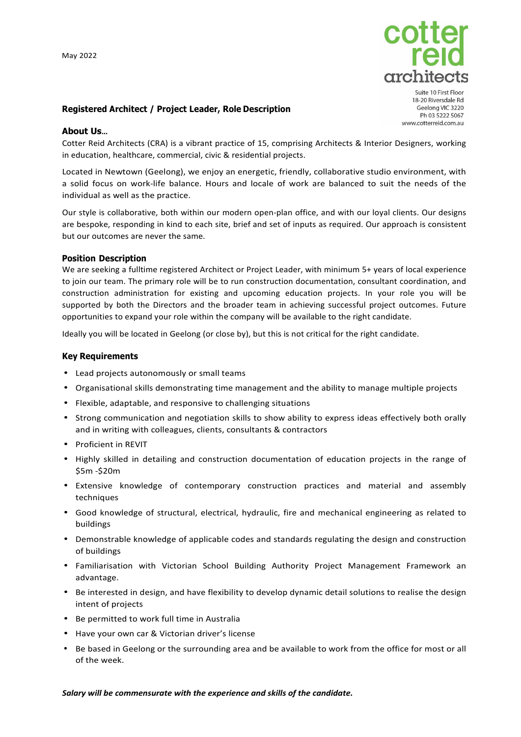May 2022

cotter reid architects

Suite 10 First Floor
18-20 Riversdale Rd
Geelong VIC 3220
Ph 03 5222 5067
www.cotterreid.com.au

## Registered Architect / Project Leader, Role Description

### About Us…

Cotter Reid Architects (CRA) is a vibrant practice of 15, comprising Architects & Interior Designers, working in education, healthcare, commercial, civic & residential projects.

Located in Newtown (Geelong), we enjoy an energetic, friendly, collaborative studio environment, with a solid focus on work-life balance. Hours and locale of work are balanced to suit the needs of the individual as well as the practice.

Our style is collaborative, both within our modern open-plan office, and with our loyal clients. Our designs are bespoke, responding in kind to each site, brief and set of inputs as required. Our approach is consistent but our outcomes are never the same.

### Position Description

We are seeking a fulltime registered Architect or Project Leader, with minimum 5+ years of local experience to join our team. The primary role will be to run construction documentation, consultant coordination, and construction administration for existing and upcoming education projects. In your role you will be supported by both the Directors and the broader team in achieving successful project outcomes. Future opportunities to expand your role within the company will be available to the right candidate.

Ideally you will be located in Geelong (or close by), but this is not critical for the right candidate.

### Key Requirements

- Lead projects autonomously or small teams
- Organisational skills demonstrating time management and the ability to manage multiple projects
- Flexible, adaptable, and responsive to challenging situations
- Strong communication and negotiation skills to show ability to express ideas effectively both orally and in writing with colleagues, clients, consultants & contractors
- Proficient in REVIT
- Highly skilled in detailing and construction documentation of education projects in the range of $5m -$20m
- Extensive knowledge of contemporary construction practices and material and assembly techniques
- Good knowledge of structural, electrical, hydraulic, fire and mechanical engineering as related to buildings
- Demonstrable knowledge of applicable codes and standards regulating the design and construction of buildings
- Familiarisation with Victorian School Building Authority Project Management Framework an advantage.
- Be interested in design, and have flexibility to develop dynamic detail solutions to realise the design intent of projects
- Be permitted to work full time in Australia
- Have your own car & Victorian driver's license
- Be based in Geelong or the surrounding area and be available to work from the office for most or all of the week.

***Salary will be commensurate with the experience and skills of the candidate.***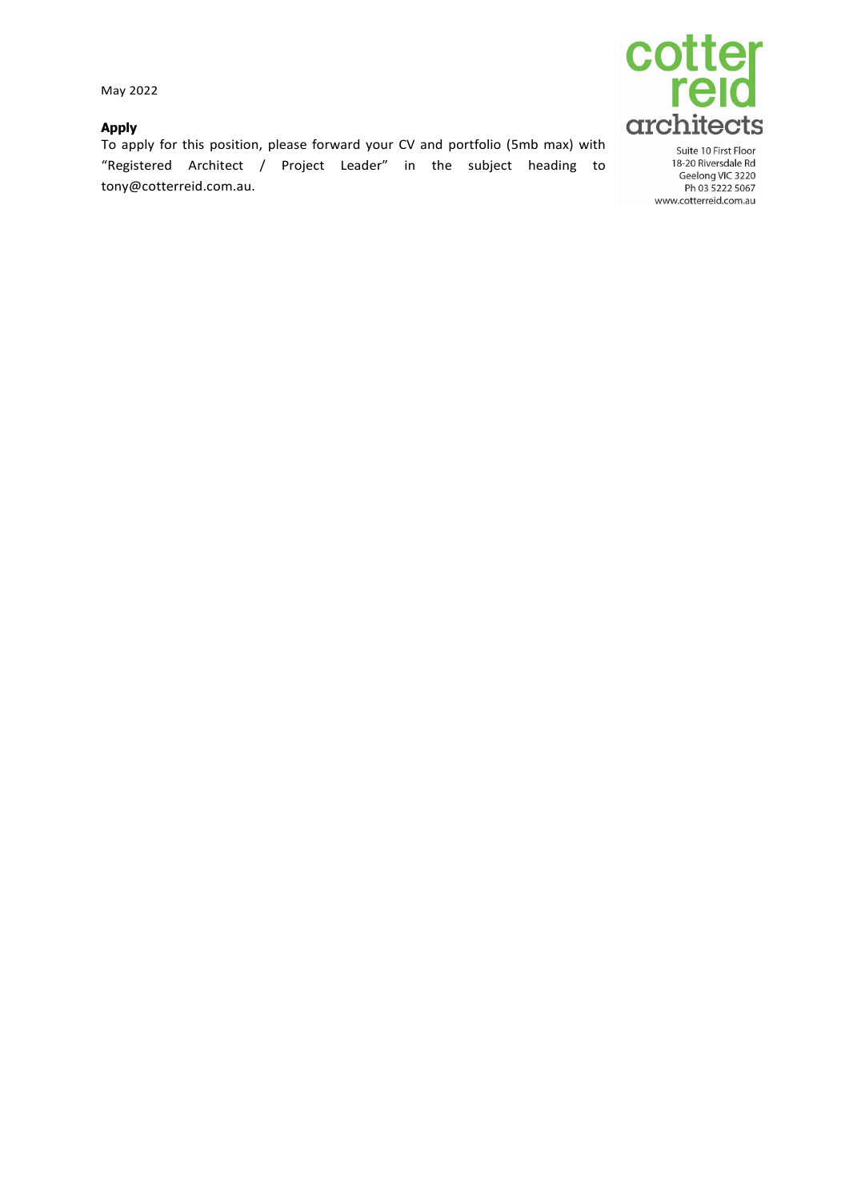May 2022

**Apply**

To apply for this position, please forward your CV and portfolio (5mb max) with "Registered Architect / Project Leader" in the subject heading to tony@cotterreid.com.au.

cotter reid architects

Suite 10 First Floor
18-20 Riversdale Rd
Geelong VIC 3220
Ph 03 5222 5067
www.cotterreid.com.au